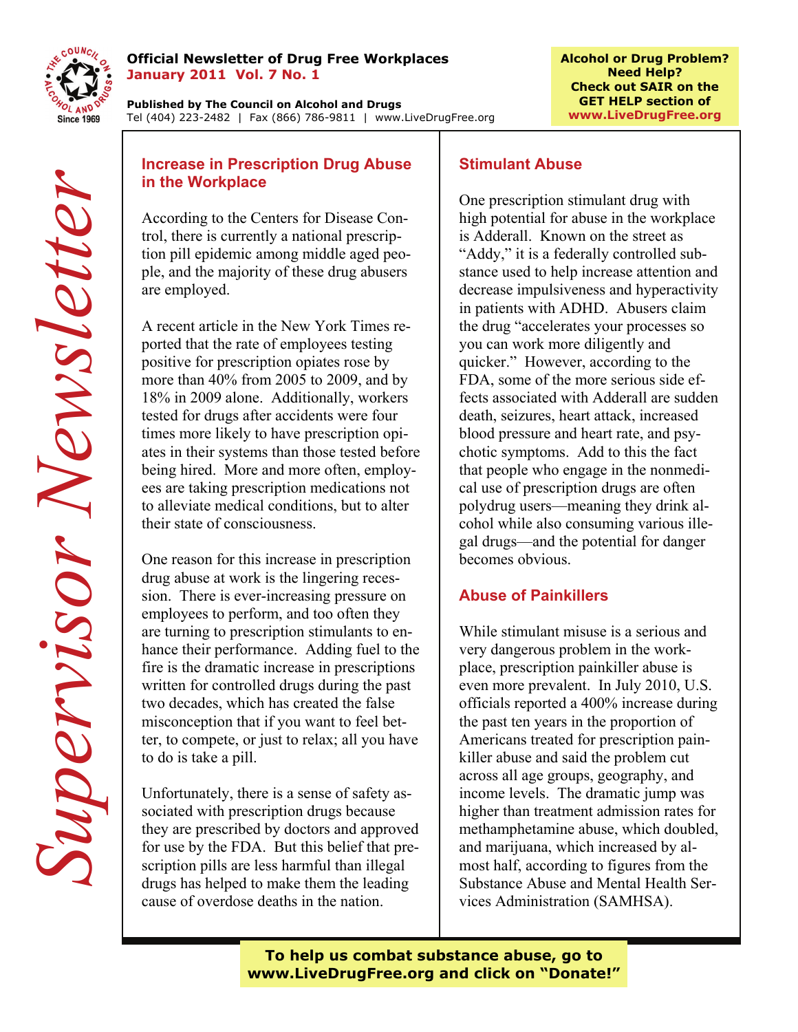# Supervisor Newsletter

**Official Newsletter of Drug Free Workplaces**
**January 2011 Vol. 7 No. 1**

**Published by The Council on Alcohol and Drugs**
Tel (404) 223-2482 | Fax (866) 786-9811 | www.LiveDrugFree.org

**Alcohol or Drug Problem? Need Help? Check out SAIR on the GET HELP section of www.LiveDrugFree.org**

## Increase in Prescription Drug Abuse in the Workplace

According to the Centers for Disease Control, there is currently a national prescription pill epidemic among middle aged people, and the majority of these drug abusers are employed.

A recent article in the New York Times reported that the rate of employees testing positive for prescription opiates rose by more than 40% from 2005 to 2009, and by 18% in 2009 alone. Additionally, workers tested for drugs after accidents were four times more likely to have prescription opiates in their systems than those tested before being hired. More and more often, employees are taking prescription medications not to alleviate medical conditions, but to alter their state of consciousness.

One reason for this increase in prescription drug abuse at work is the lingering recession. There is ever-increasing pressure on employees to perform, and too often they are turning to prescription stimulants to enhance their performance. Adding fuel to the fire is the dramatic increase in prescriptions written for controlled drugs during the past two decades, which has created the false misconception that if you want to feel better, to compete, or just to relax; all you have to do is take a pill.

Unfortunately, there is a sense of safety associated with prescription drugs because they are prescribed by doctors and approved for use by the FDA. But this belief that prescription pills are less harmful than illegal drugs has helped to make them the leading cause of overdose deaths in the nation.

## Stimulant Abuse

One prescription stimulant drug with high potential for abuse in the workplace is Adderall. Known on the street as "Addy," it is a federally controlled substance used to help increase attention and decrease impulsiveness and hyperactivity in patients with ADHD. Abusers claim the drug "accelerates your processes so you can work more diligently and quicker." However, according to the FDA, some of the more serious side effects associated with Adderall are sudden death, seizures, heart attack, increased blood pressure and heart rate, and psychotic symptoms. Add to this the fact that people who engage in the nonmedical use of prescription drugs are often polydrug users—meaning they drink alcohol while also consuming various illegal drugs—and the potential for danger becomes obvious.

## Abuse of Painkillers

While stimulant misuse is a serious and very dangerous problem in the workplace, prescription painkiller abuse is even more prevalent. In July 2010, U.S. officials reported a 400% increase during the past ten years in the proportion of Americans treated for prescription painkiller abuse and said the problem cut across all age groups, geography, and income levels. The dramatic jump was higher than treatment admission rates for methamphetamine abuse, which doubled, and marijuana, which increased by almost half, according to figures from the Substance Abuse and Mental Health Services Administration (SAMHSA).

**To help us combat substance abuse, go to www.LiveDrugFree.org and click on "Donate!"**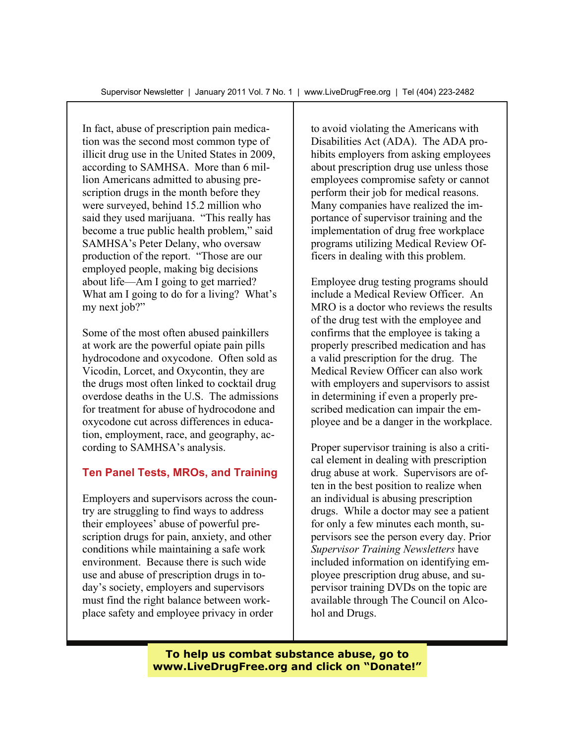In fact, abuse of prescription pain medication was the second most common type of illicit drug use in the United States in 2009, according to SAMHSA. More than 6 million Americans admitted to abusing prescription drugs in the month before they were surveyed, behind 15.2 million who said they used marijuana. "This really has become a true public health problem," said SAMHSA's Peter Delany, who oversaw production of the report. "Those are our employed people, making big decisions about life—Am I going to get married? What am I going to do for a living? What's my next job?"

Some of the most often abused painkillers at work are the powerful opiate pain pills hydrocodone and oxycodone. Often sold as Vicodin, Lorcet, and Oxycontin, they are the drugs most often linked to cocktail drug overdose deaths in the U.S. The admissions for treatment for abuse of hydrocodone and oxycodone cut across differences in education, employment, race, and geography, according to SAMHSA's analysis.

## Ten Panel Tests, MROs, and Training

Employers and supervisors across the country are struggling to find ways to address their employees' abuse of powerful prescription drugs for pain, anxiety, and other conditions while maintaining a safe work environment. Because there is such wide use and abuse of prescription drugs in today's society, employers and supervisors must find the right balance between workplace safety and employee privacy in order to avoid violating the Americans with Disabilities Act (ADA). The ADA prohibits employers from asking employees about prescription drug use unless those employees compromise safety or cannot perform their job for medical reasons. Many companies have realized the importance of supervisor training and the implementation of drug free workplace programs utilizing Medical Review Officers in dealing with this problem.

Employee drug testing programs should include a Medical Review Officer. An MRO is a doctor who reviews the results of the drug test with the employee and confirms that the employee is taking a properly prescribed medication and has a valid prescription for the drug. The Medical Review Officer can also work with employers and supervisors to assist in determining if even a properly prescribed medication can impair the employee and be a danger in the workplace.

Proper supervisor training is also a critical element in dealing with prescription drug abuse at work. Supervisors are often in the best position to realize when an individual is abusing prescription drugs. While a doctor may see a patient for only a few minutes each month, supervisors see the person every day. Prior *Supervisor Training Newsletters* have included information on identifying employee prescription drug abuse, and supervisor training DVDs on the topic are available through The Council on Alcohol and Drugs.

**To help us combat substance abuse, go to www.LiveDrugFree.org and click on "Donate!"**